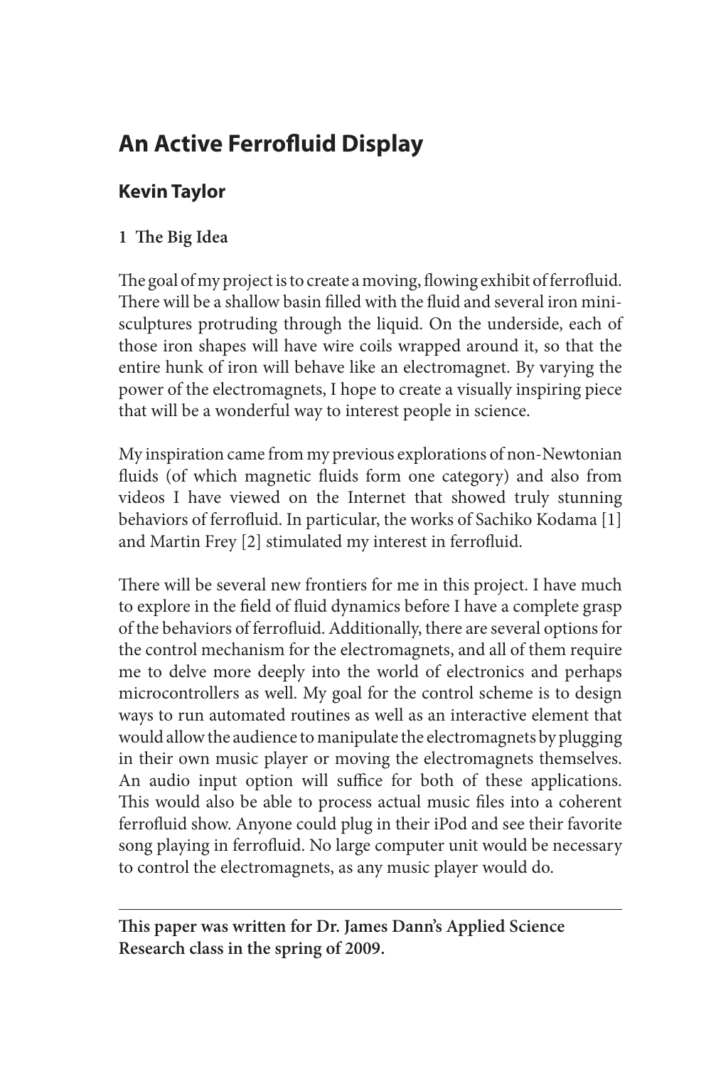# An Active Ferrofluid Display

## Kevin Taylor

### 1 The Big Idea

The goal of my project is to create a moving, flowing exhibit of ferrofluid. There will be a shallow basin filled with the fluid and several iron mini-sculptures protruding through the liquid. On the underside, each of those iron shapes will have wire coils wrapped around it, so that the entire hunk of iron will behave like an electromagnet. By varying the power of the electromagnets, I hope to create a visually inspiring piece that will be a wonderful way to interest people in science.

My inspiration came from my previous explorations of non-Newtonian fluids (of which magnetic fluids form one category) and also from videos I have viewed on the Internet that showed truly stunning behaviors of ferrofluid. In particular, the works of Sachiko Kodama [1] and Martin Frey [2] stimulated my interest in ferrofluid.

There will be several new frontiers for me in this project. I have much to explore in the field of fluid dynamics before I have a complete grasp of the behaviors of ferrofluid. Additionally, there are several options for the control mechanism for the electromagnets, and all of them require me to delve more deeply into the world of electronics and perhaps microcontrollers as well. My goal for the control scheme is to design ways to run automated routines as well as an interactive element that would allow the audience to manipulate the electromagnets by plugging in their own music player or moving the electromagnets themselves. An audio input option will suffice for both of these applications. This would also be able to process actual music files into a coherent ferrofluid show. Anyone could plug in their iPod and see their favorite song playing in ferrofluid. No large computer unit would be necessary to control the electromagnets, as any music player would do.

---

**This paper was written for Dr. James Dann's Applied Science Research class in the spring of 2009.**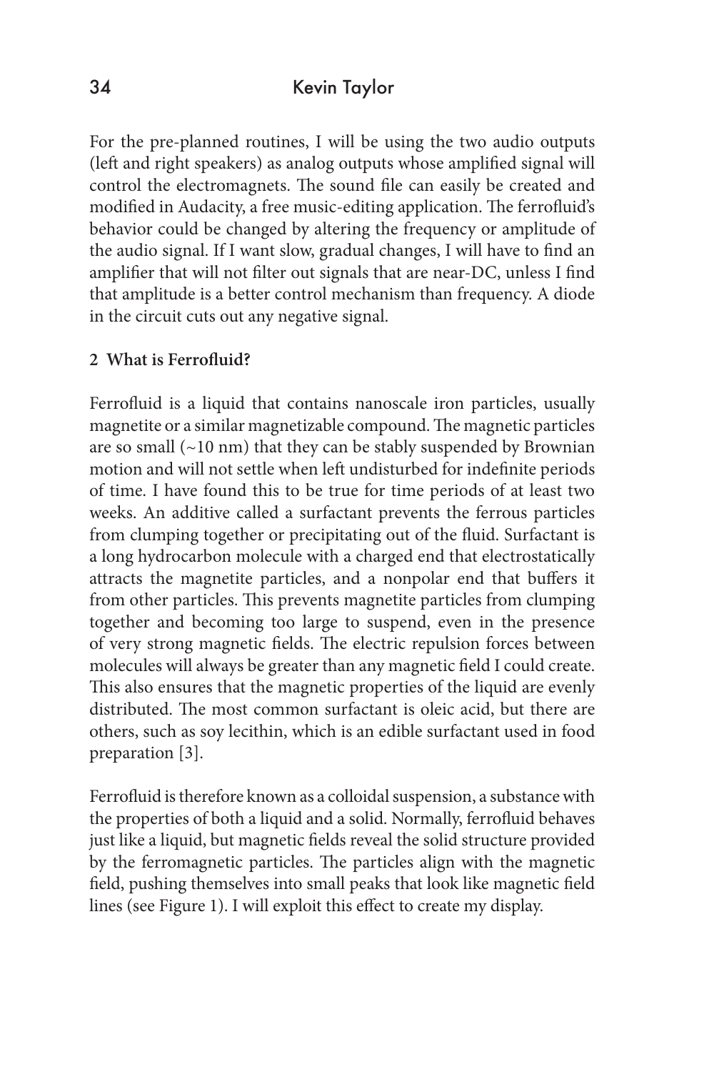For the pre-planned routines, I will be using the two audio outputs (left and right speakers) as analog outputs whose amplified signal will control the electromagnets. The sound file can easily be created and modified in Audacity, a free music-editing application. The ferrofluid's behavior could be changed by altering the frequency or amplitude of the audio signal. If I want slow, gradual changes, I will have to find an amplifier that will not filter out signals that are near-DC, unless I find that amplitude is a better control mechanism than frequency. A diode in the circuit cuts out any negative signal.

## 2 What is Ferrofluid?

Ferrofluid is a liquid that contains nanoscale iron particles, usually magnetite or a similar magnetizable compound. The magnetic particles are so small (~10 nm) that they can be stably suspended by Brownian motion and will not settle when left undisturbed for indefinite periods of time. I have found this to be true for time periods of at least two weeks. An additive called a surfactant prevents the ferrous particles from clumping together or precipitating out of the fluid. Surfactant is a long hydrocarbon molecule with a charged end that electrostatically attracts the magnetite particles, and a nonpolar end that buffers it from other particles. This prevents magnetite particles from clumping together and becoming too large to suspend, even in the presence of very strong magnetic fields. The electric repulsion forces between molecules will always be greater than any magnetic field I could create. This also ensures that the magnetic properties of the liquid are evenly distributed. The most common surfactant is oleic acid, but there are others, such as soy lecithin, which is an edible surfactant used in food preparation [3].

Ferrofluid is therefore known as a colloidal suspension, a substance with the properties of both a liquid and a solid. Normally, ferrofluid behaves just like a liquid, but magnetic fields reveal the solid structure provided by the ferromagnetic particles. The particles align with the magnetic field, pushing themselves into small peaks that look like magnetic field lines (see Figure 1). I will exploit this effect to create my display.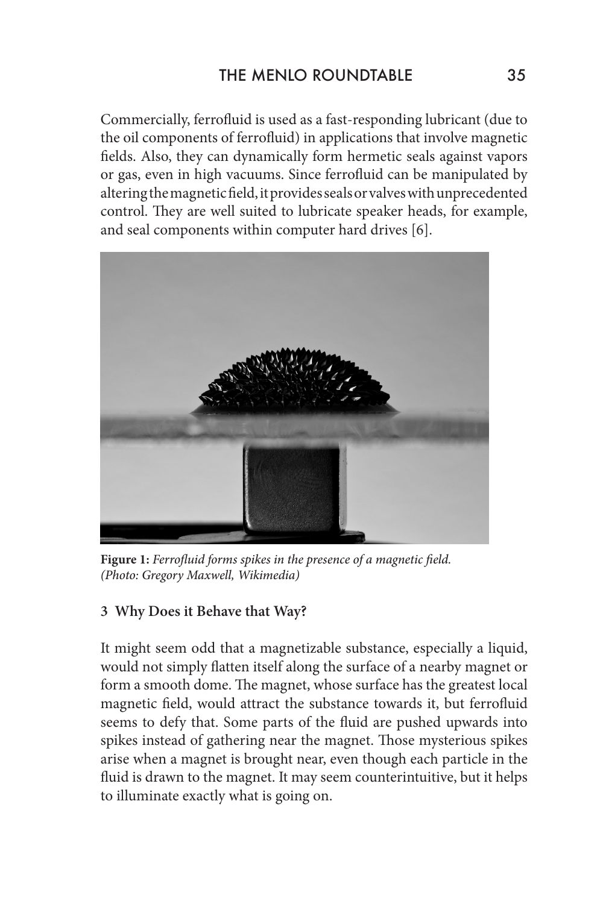Commercially, ferrofluid is used as a fast-responding lubricant (due to the oil components of ferrofluid) in applications that involve magnetic fields. Also, they can dynamically form hermetic seals against vapors or gas, even in high vacuums. Since ferrofluid can be manipulated by altering the magnetic field, it provides seals or valves with unprecedented control. They are well suited to lubricate speaker heads, for example, and seal components within computer hard drives [6].

**Figure 1:** *Ferrofluid forms spikes in the presence of a magnetic field. (Photo: Gregory Maxwell, Wikimedia)*

### 3 Why Does it Behave that Way?

It might seem odd that a magnetizable substance, especially a liquid, would not simply flatten itself along the surface of a nearby magnet or form a smooth dome. The magnet, whose surface has the greatest local magnetic field, would attract the substance towards it, but ferrofluid seems to defy that. Some parts of the fluid are pushed upwards into spikes instead of gathering near the magnet. Those mysterious spikes arise when a magnet is brought near, even though each particle in the fluid is drawn to the magnet. It may seem counterintuitive, but it helps to illuminate exactly what is going on.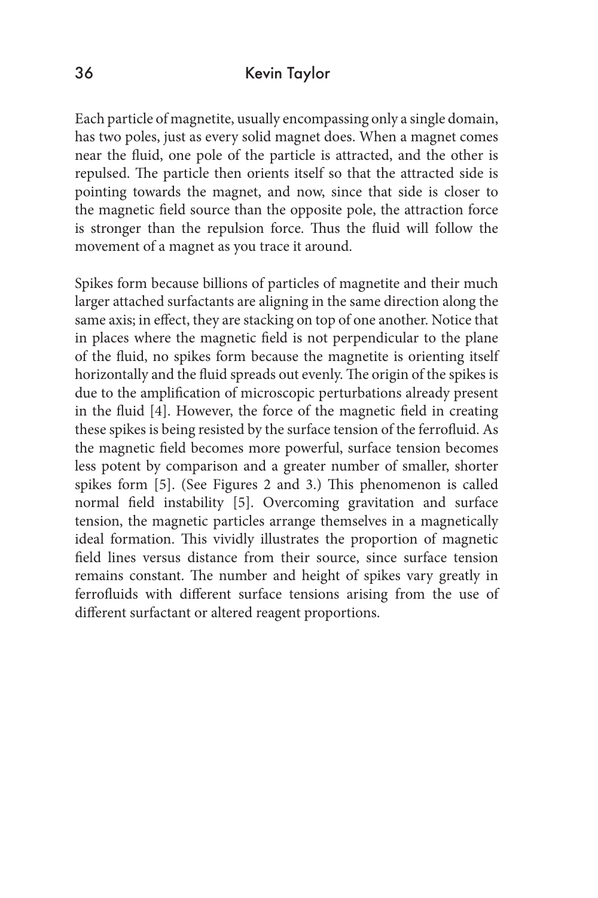Each particle of magnetite, usually encompassing only a single domain, has two poles, just as every solid magnet does. When a magnet comes near the fluid, one pole of the particle is attracted, and the other is repulsed. The particle then orients itself so that the attracted side is pointing towards the magnet, and now, since that side is closer to the magnetic field source than the opposite pole, the attraction force is stronger than the repulsion force. Thus the fluid will follow the movement of a magnet as you trace it around.

Spikes form because billions of particles of magnetite and their much larger attached surfactants are aligning in the same direction along the same axis; in effect, they are stacking on top of one another. Notice that in places where the magnetic field is not perpendicular to the plane of the fluid, no spikes form because the magnetite is orienting itself horizontally and the fluid spreads out evenly. The origin of the spikes is due to the amplification of microscopic perturbations already present in the fluid [4]. However, the force of the magnetic field in creating these spikes is being resisted by the surface tension of the ferrofluid. As the magnetic field becomes more powerful, surface tension becomes less potent by comparison and a greater number of smaller, shorter spikes form [5]. (See Figures 2 and 3.) This phenomenon is called normal field instability [5]. Overcoming gravitation and surface tension, the magnetic particles arrange themselves in a magnetically ideal formation. This vividly illustrates the proportion of magnetic field lines versus distance from their source, since surface tension remains constant. The number and height of spikes vary greatly in ferrofluids with different surface tensions arising from the use of different surfactant or altered reagent proportions.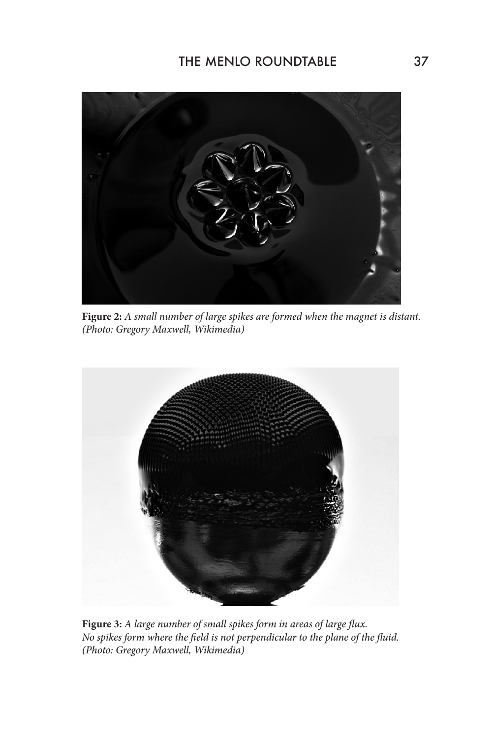**Figure 2:** *A small number of large spikes are formed when the magnet is distant. (Photo: Gregory Maxwell, Wikimedia)*

**Figure 3:** *A large number of small spikes form in areas of large flux. No spikes form where the field is not perpendicular to the plane of the fluid. (Photo: Gregory Maxwell, Wikimedia)*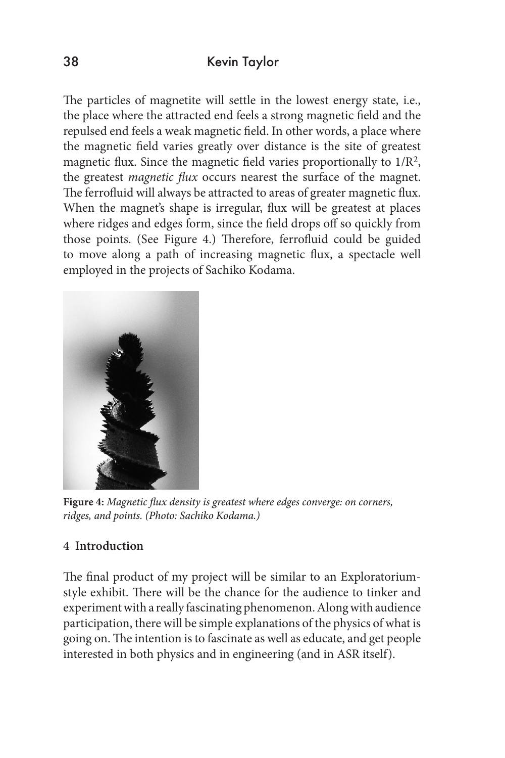The particles of magnetite will settle in the lowest energy state, i.e., the place where the attracted end feels a strong magnetic field and the repulsed end feels a weak magnetic field. In other words, a place where the magnetic field varies greatly over distance is the site of greatest magnetic flux. Since the magnetic field varies proportionally to $1/R^2$, the greatest *magnetic flux* occurs nearest the surface of the magnet. The ferrofluid will always be attracted to areas of greater magnetic flux. When the magnet's shape is irregular, flux will be greatest at places where ridges and edges form, since the field drops off so quickly from those points. (See Figure 4.) Therefore, ferrofluid could be guided to move along a path of increasing magnetic flux, a spectacle well employed in the projects of Sachiko Kodama.

**Figure 4:** *Magnetic flux density is greatest where edges converge: on corners, ridges, and points. (Photo: Sachiko Kodama.)*

## 4 Introduction

The final product of my project will be similar to an Exploratorium-style exhibit. There will be the chance for the audience to tinker and experiment with a really fascinating phenomenon. Along with audience participation, there will be simple explanations of the physics of what is going on. The intention is to fascinate as well as educate, and get people interested in both physics and in engineering (and in ASR itself).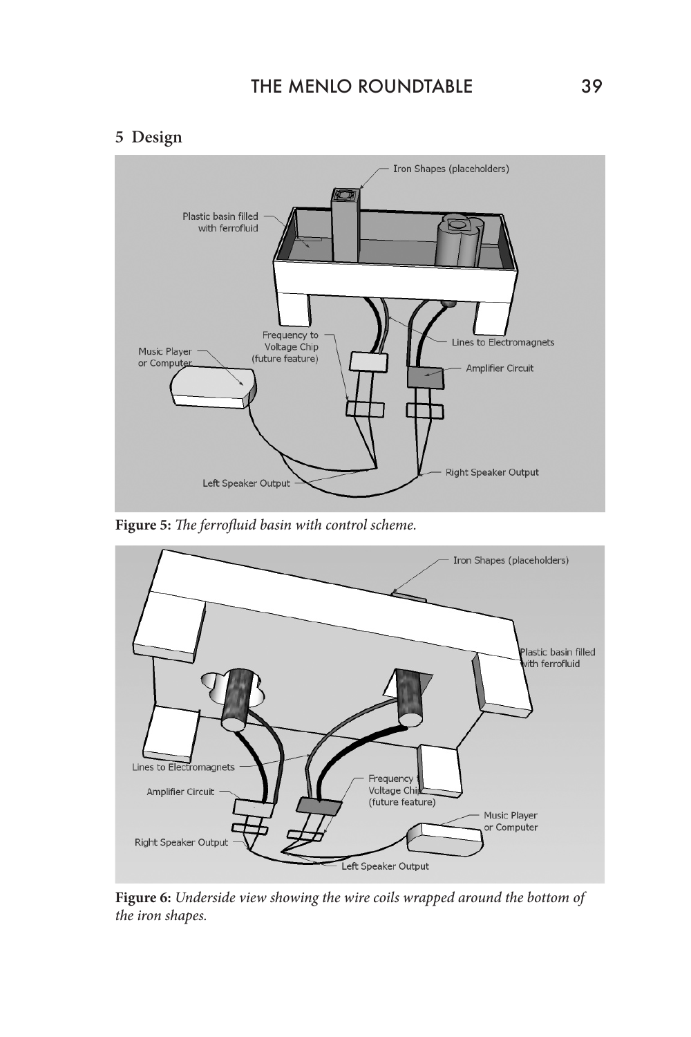## 5 Design

**Figure 5:** *The ferrofluid basin with control scheme.*

**Figure 6:** *Underside view showing the wire coils wrapped around the bottom of the iron shapes.*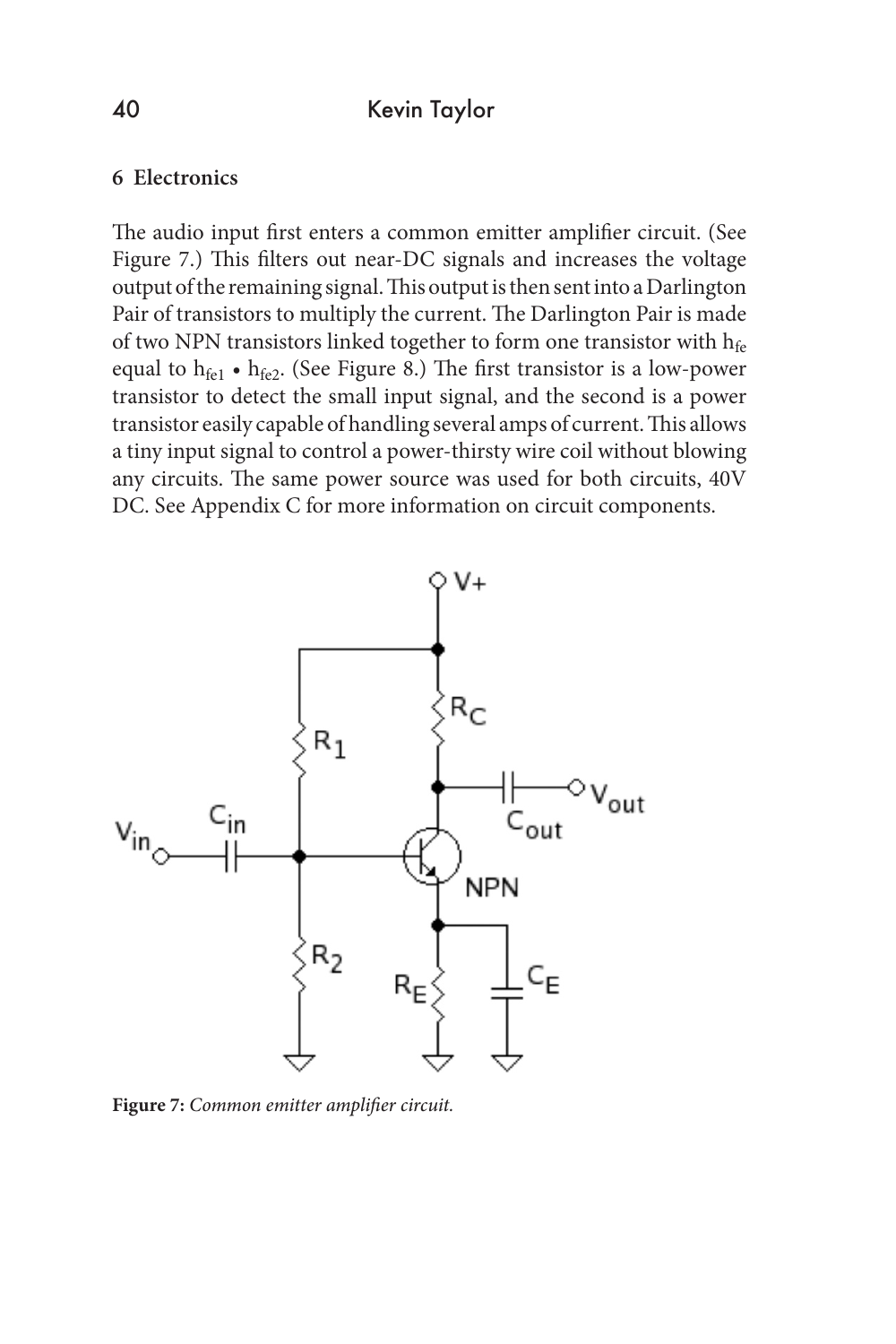## 6 Electronics

The audio input first enters a common emitter amplifier circuit. (See Figure 7.) This filters out near-DC signals and increases the voltage output of the remaining signal. This output is then sent into a Darlington Pair of transistors to multiply the current. The Darlington Pair is made of two NPN transistors linked together to form one transistor with $h_{fe}$ equal to $h_{fe1} \bullet h_{fe2}$. (See Figure 8.) The first transistor is a low-power transistor to detect the small input signal, and the second is a power transistor easily capable of handling several amps of current. This allows a tiny input signal to control a power-thirsty wire coil without blowing any circuits. The same power source was used for both circuits, 40V DC. See Appendix C for more information on circuit components.

**Figure 7:** *Common emitter amplifier circuit.*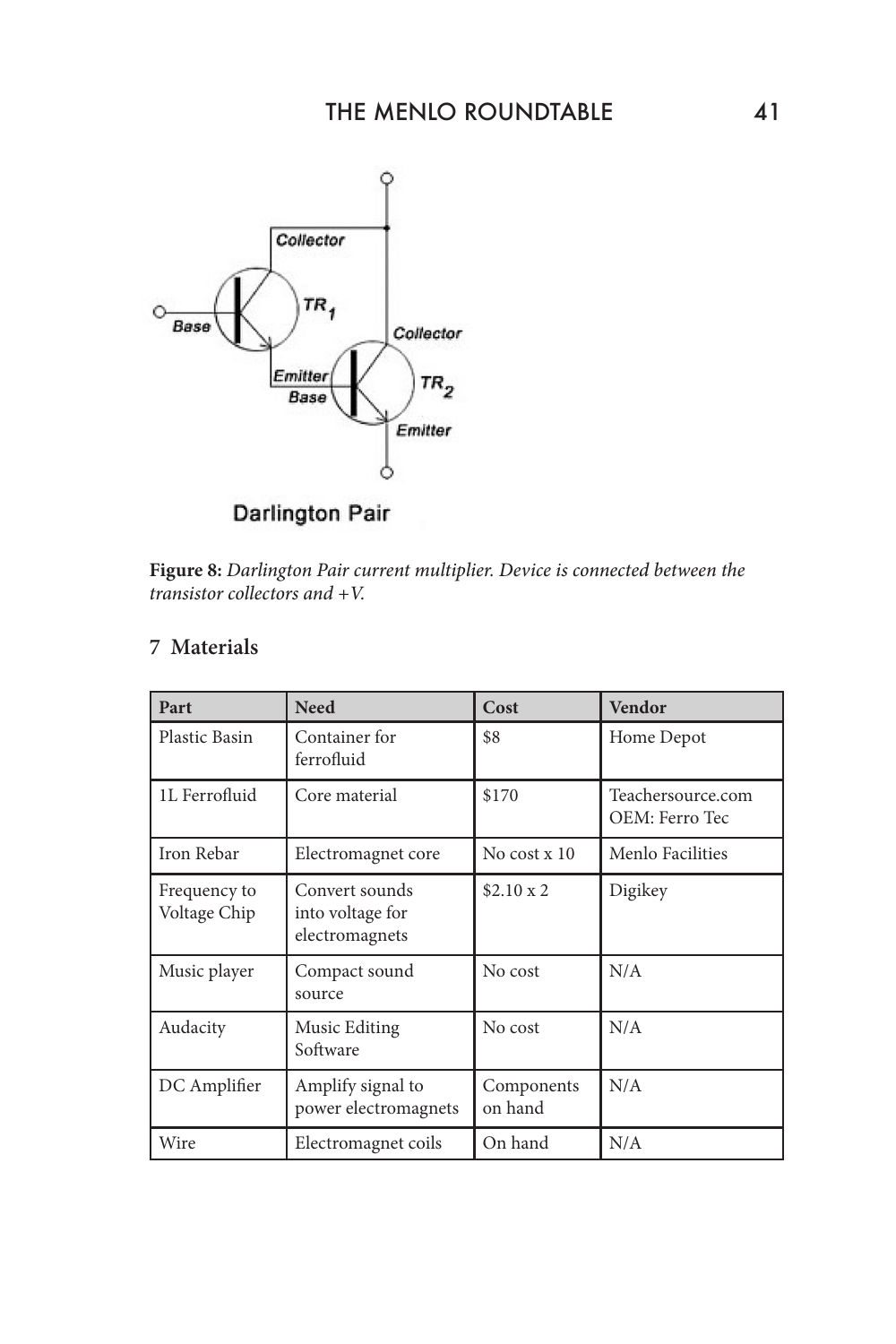**Figure 8:** *Darlington Pair current multiplier. Device is connected between the transistor collectors and +V.*

## 7 Materials

| Part | Need | Cost | Vendor |
|---|---|---|---|
| Plastic Basin | Container for ferrofluid | $8 | Home Depot |
| 1L Ferrofluid | Core material | $170 | Teachersource.com OEM: Ferro Tec |
| Iron Rebar | Electromagnet core | No cost x 10 | Menlo Facilities |
| Frequency to Voltage Chip | Convert sounds into voltage for electromagnets | $2.10 x 2 | Digikey |
| Music player | Compact sound source | No cost | N/A |
| Audacity | Music Editing Software | No cost | N/A |
| DC Amplifier | Amplify signal to power electromagnets | Components on hand | N/A |
| Wire | Electromagnet coils | On hand | N/A |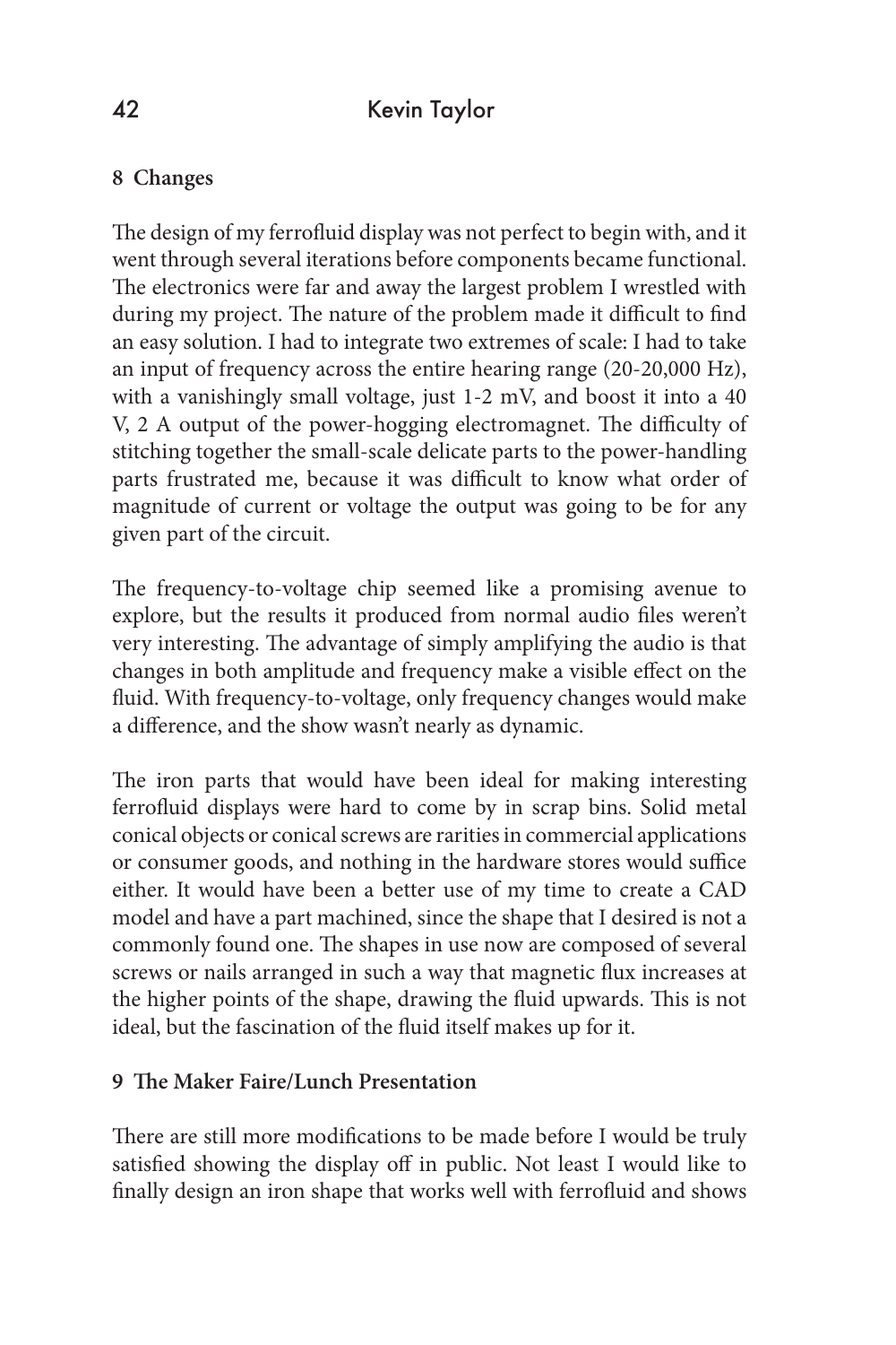## 8 Changes

The design of my ferrofluid display was not perfect to begin with, and it went through several iterations before components became functional. The electronics were far and away the largest problem I wrestled with during my project. The nature of the problem made it difficult to find an easy solution. I had to integrate two extremes of scale: I had to take an input of frequency across the entire hearing range (20-20,000 Hz), with a vanishingly small voltage, just 1-2 mV, and boost it into a 40 V, 2 A output of the power-hogging electromagnet. The difficulty of stitching together the small-scale delicate parts to the power-handling parts frustrated me, because it was difficult to know what order of magnitude of current or voltage the output was going to be for any given part of the circuit.

The frequency-to-voltage chip seemed like a promising avenue to explore, but the results it produced from normal audio files weren't very interesting. The advantage of simply amplifying the audio is that changes in both amplitude and frequency make a visible effect on the fluid. With frequency-to-voltage, only frequency changes would make a difference, and the show wasn't nearly as dynamic.

The iron parts that would have been ideal for making interesting ferrofluid displays were hard to come by in scrap bins. Solid metal conical objects or conical screws are rarities in commercial applications or consumer goods, and nothing in the hardware stores would suffice either. It would have been a better use of my time to create a CAD model and have a part machined, since the shape that I desired is not a commonly found one. The shapes in use now are composed of several screws or nails arranged in such a way that magnetic flux increases at the higher points of the shape, drawing the fluid upwards. This is not ideal, but the fascination of the fluid itself makes up for it.

## 9 The Maker Faire/Lunch Presentation

There are still more modifications to be made before I would be truly satisfied showing the display off in public. Not least I would like to finally design an iron shape that works well with ferrofluid and shows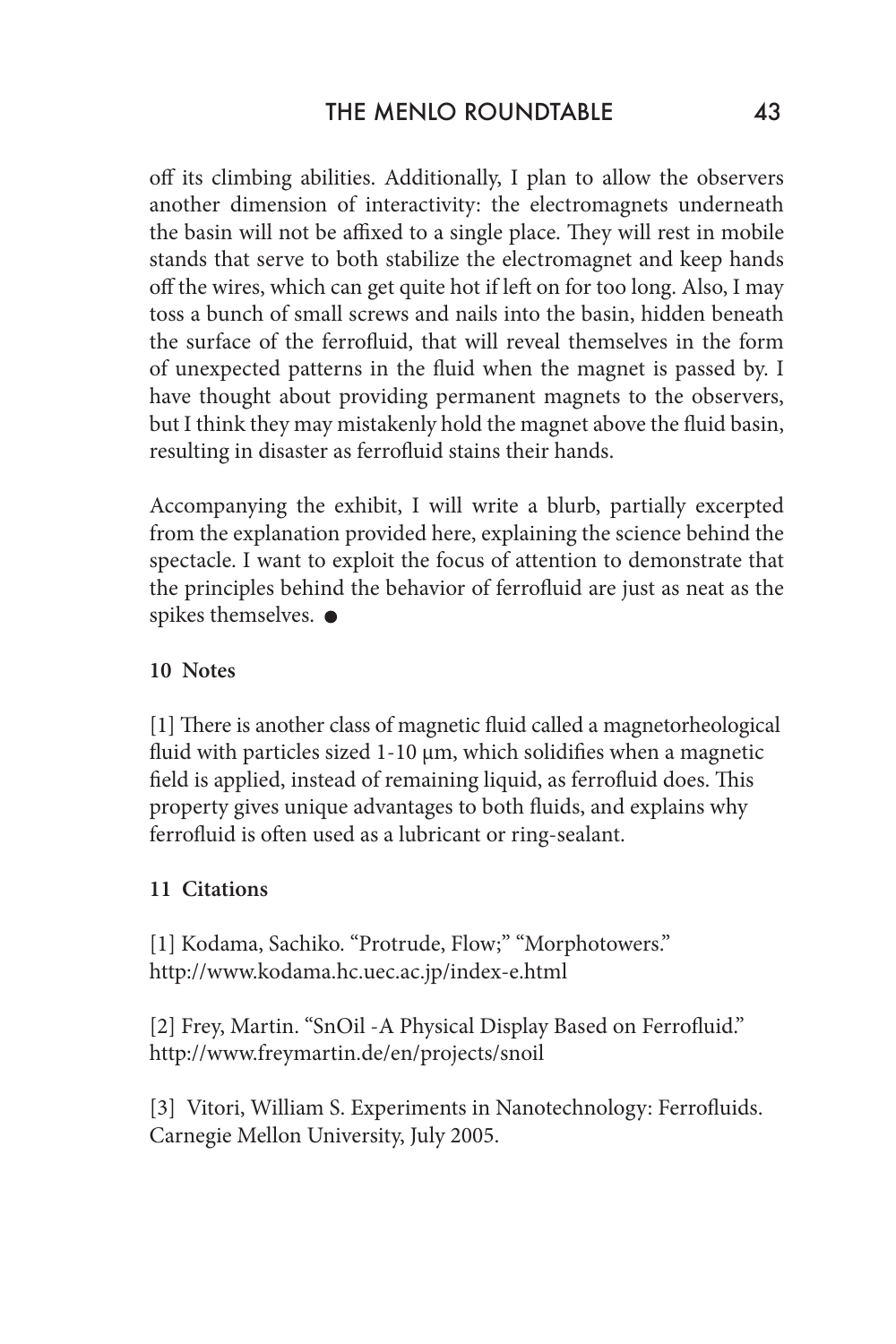off its climbing abilities. Additionally, I plan to allow the observers another dimension of interactivity: the electromagnets underneath the basin will not be affixed to a single place. They will rest in mobile stands that serve to both stabilize the electromagnet and keep hands off the wires, which can get quite hot if left on for too long. Also, I may toss a bunch of small screws and nails into the basin, hidden beneath the surface of the ferrofluid, that will reveal themselves in the form of unexpected patterns in the fluid when the magnet is passed by. I have thought about providing permanent magnets to the observers, but I think they may mistakenly hold the magnet above the fluid basin, resulting in disaster as ferrofluid stains their hands.

Accompanying the exhibit, I will write a blurb, partially excerpted from the explanation provided here, explaining the science behind the spectacle. I want to exploit the focus of attention to demonstrate that the principles behind the behavior of ferrofluid are just as neat as the spikes themselves. ●

**10 Notes**

[1] There is another class of magnetic fluid called a magnetorheological fluid with particles sized 1-10 μm, which solidifies when a magnetic field is applied, instead of remaining liquid, as ferrofluid does. This property gives unique advantages to both fluids, and explains why ferrofluid is often used as a lubricant or ring-sealant.

**11 Citations**

[1] Kodama, Sachiko. "Protrude, Flow;" "Morphotowers." http://www.kodama.hc.uec.ac.jp/index-e.html

[2] Frey, Martin. "SnOil -A Physical Display Based on Ferrofluid." http://www.freymartin.de/en/projects/snoil

[3] Vitori, William S. Experiments in Nanotechnology: Ferrofluids. Carnegie Mellon University, July 2005.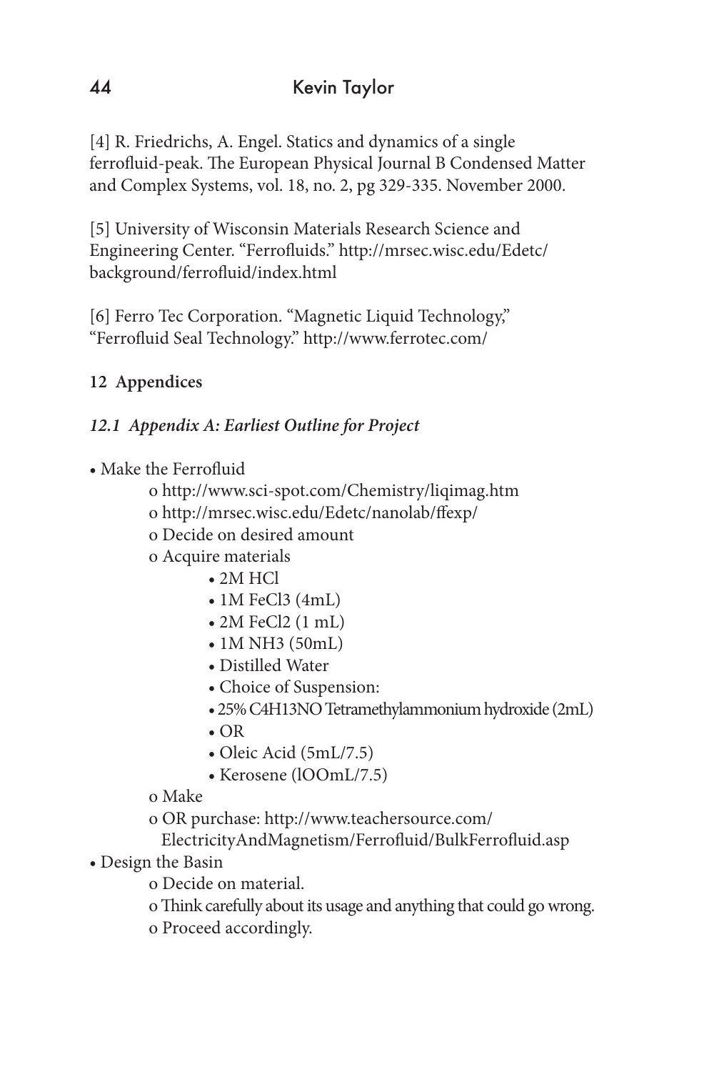[4] R. Friedrichs, A. Engel. Statics and dynamics of a single ferrofluid-peak. The European Physical Journal B Condensed Matter and Complex Systems, vol. 18, no. 2, pg 329-335. November 2000.

[5] University of Wisconsin Materials Research Science and Engineering Center. "Ferrofluids." http://mrsec.wisc.edu/Edetc/background/ferrofluid/index.html

[6] Ferro Tec Corporation. "Magnetic Liquid Technology," "Ferrofluid Seal Technology." http://www.ferrotec.com/

## 12 Appendices

### *12.1 Appendix A: Earliest Outline for Project*

- Make the Ferrofluid
  - o http://www.sci-spot.com/Chemistry/liqimag.htm
  - o http://mrsec.wisc.edu/Edetc/nanolab/ffexp/
  - o Decide on desired amount
  - o Acquire materials
    - 2M HCl
    - 1M $FeCl_3$ (4mL)
    - 2M $FeCl_2$ (1 mL)
    - 1M $NH_3$ (50mL)
    - Distilled Water
    - Choice of Suspension:
    - 25% $C_4H_{13}NO$ Tetramethylammonium hydroxide (2mL)
    - OR
    - Oleic Acid (5mL/7.5)
    - Kerosene (lOOmL/7.5)
  - o Make
  - o OR purchase: http://www.teachersource.com/ElectricityAndMagnetism/Ferrofluid/BulkFerrofluid.asp
- Design the Basin
  - o Decide on material.
  - o Think carefully about its usage and anything that could go wrong.
  - o Proceed accordingly.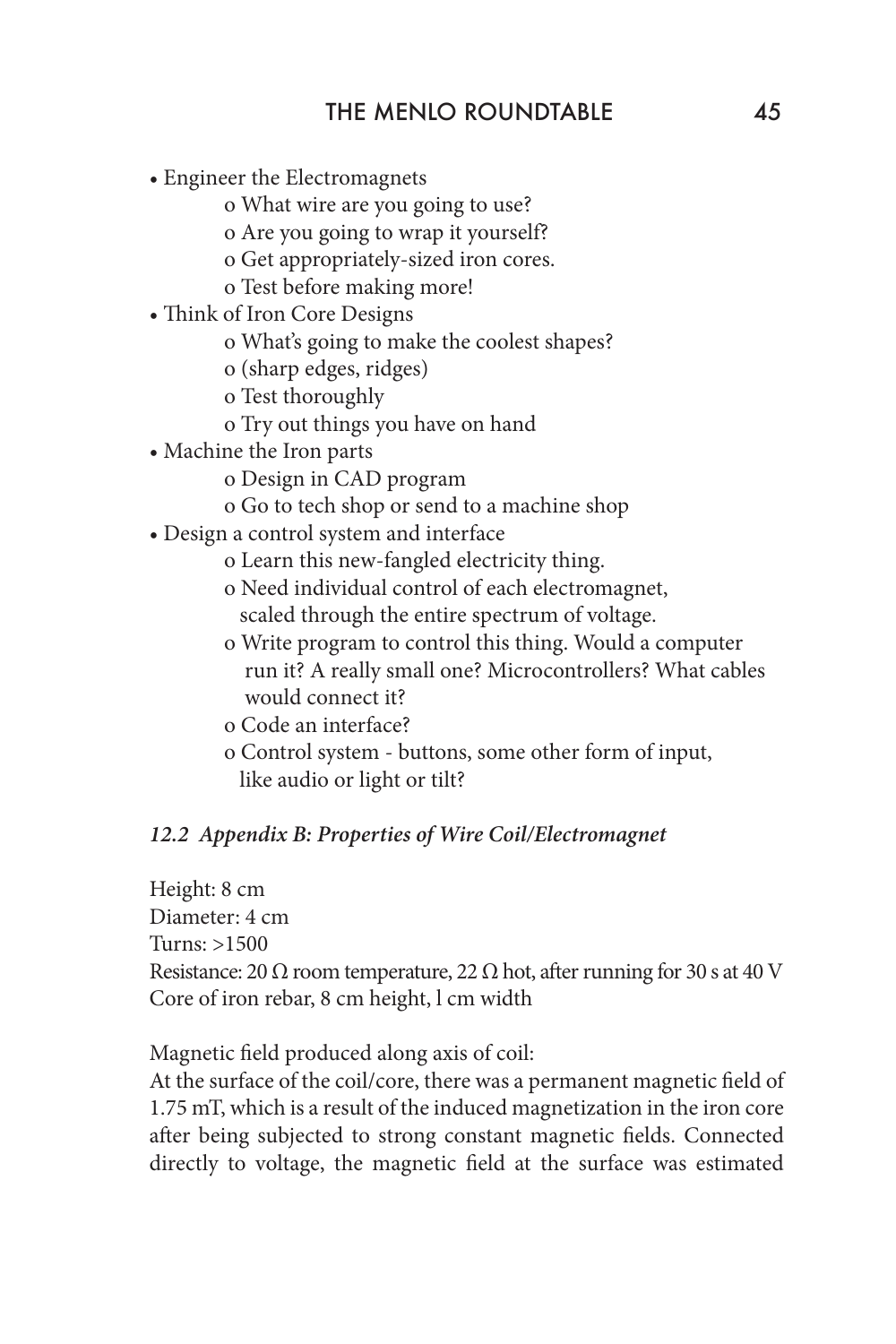- Engineer the Electromagnets
    - o What wire are you going to use?
    - o Are you going to wrap it yourself?
    - o Get appropriately-sized iron cores.
    - o Test before making more!
- Think of Iron Core Designs
    - o What's going to make the coolest shapes?
    - o (sharp edges, ridges)
    - o Test thoroughly
    - o Try out things you have on hand
- Machine the Iron parts
    - o Design in CAD program
    - o Go to tech shop or send to a machine shop
- Design a control system and interface
    - o Learn this new-fangled electricity thing.
    - o Need individual control of each electromagnet, scaled through the entire spectrum of voltage.
    - o Write program to control this thing. Would a computer run it? A really small one? Microcontrollers? What cables would connect it?
    - o Code an interface?
    - o Control system - buttons, some other form of input, like audio or light or tilt?

### *12.2 Appendix B: Properties of Wire Coil/Electromagnet*

Height: 8 cm
Diameter: 4 cm
Turns: >1500
Resistance: 20 Ω room temperature, 22 Ω hot, after running for 30 s at 40 V
Core of iron rebar, 8 cm height, l cm width

Magnetic field produced along axis of coil:
At the surface of the coil/core, there was a permanent magnetic field of 1.75 mT, which is a result of the induced magnetization in the iron core after being subjected to strong constant magnetic fields. Connected directly to voltage, the magnetic field at the surface was estimated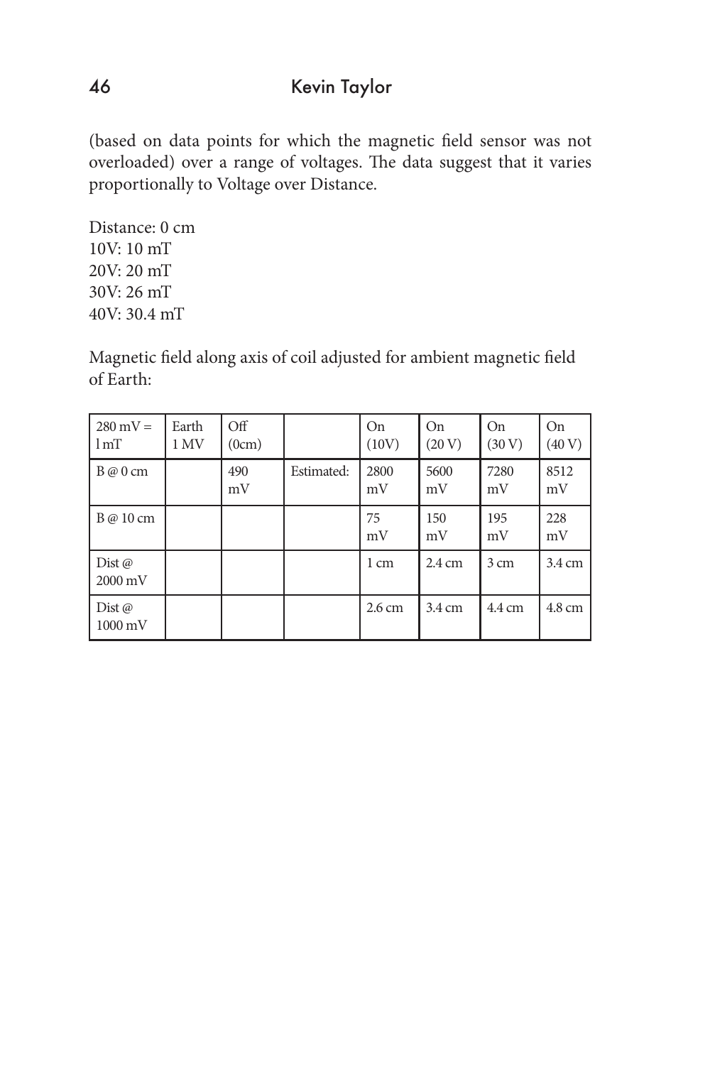(based on data points for which the magnetic field sensor was not overloaded) over a range of voltages. The data suggest that it varies proportionally to Voltage over Distance.

Distance: 0 cm
10V: 10 mT
20V: 20 mT
30V: 26 mT
40V: 30.4 mT

Magnetic field along axis of coil adjusted for ambient magnetic field of Earth:

| 280 mV = 1 mT | Earth 1 MV | Off (0cm) | | On (10V) | On (20 V) | On (30 V) | On (40 V) |
|---|---|---|---|---|---|---|---|
| B @ 0 cm | | 490 mV | Estimated: | 2800 mV | 5600 mV | 7280 mV | 8512 mV |
| B @ 10 cm | | | | 75 mV | 150 mV | 195 mV | 228 mV |
| Dist @ 2000 mV | | | | 1 cm | 2.4 cm | 3 cm | 3.4 cm |
| Dist @ 1000 mV | | | | 2.6 cm | 3.4 cm | 4.4 cm | 4.8 cm |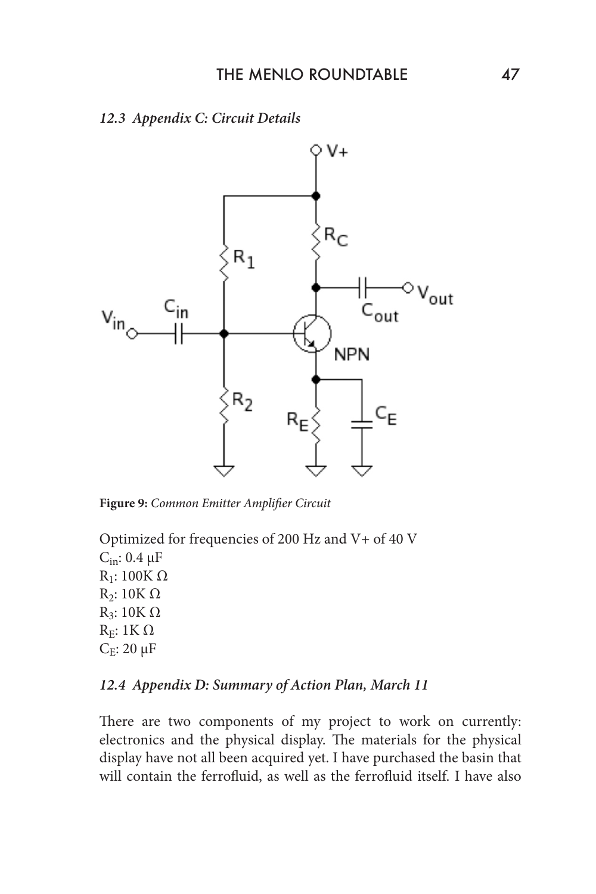### 12.3 Appendix C: Circuit Details

**Figure 9:** *Common Emitter Amplifier Circuit*

Optimized for frequencies of 200 Hz and V+ of 40 V

$C_{in}$: 0.4 μF

$R_1$: 100K Ω

$R_2$: 10K Ω

$R_3$: 10K Ω

$R_E$: 1K Ω

$C_E$: 20 μF

### 12.4 Appendix D: Summary of Action Plan, March 11

There are two components of my project to work on currently: electronics and the physical display. The materials for the physical display have not all been acquired yet. I have purchased the basin that will contain the ferrofluid, as well as the ferrofluid itself. I have also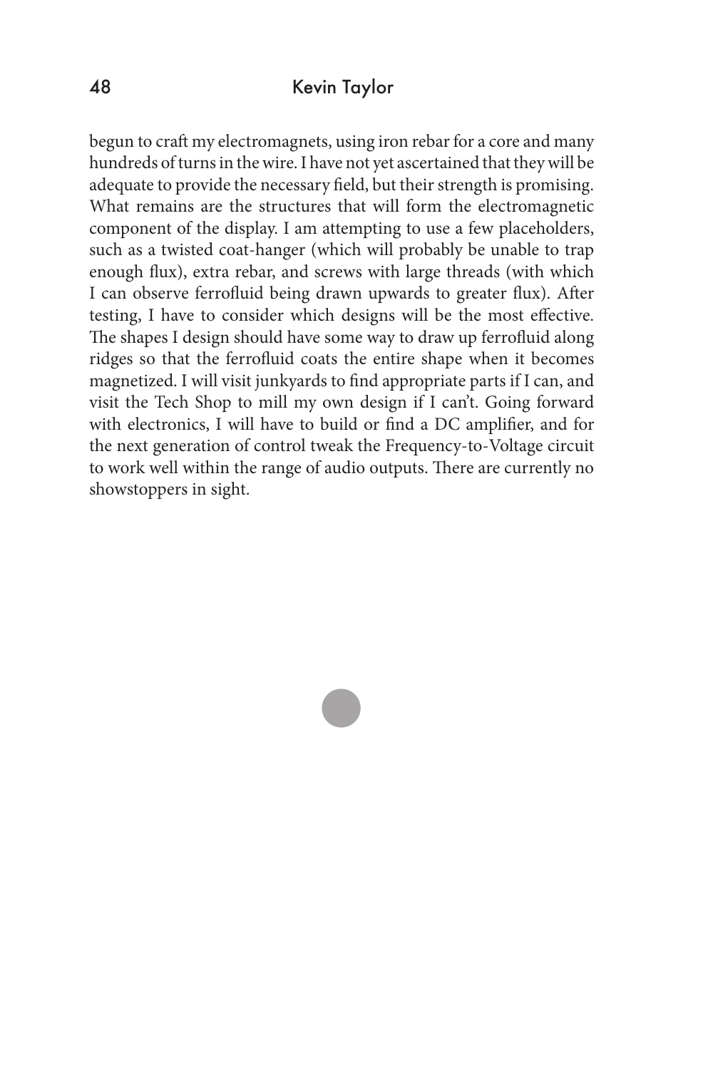begun to craft my electromagnets, using iron rebar for a core and many hundreds of turns in the wire. I have not yet ascertained that they will be adequate to provide the necessary field, but their strength is promising. What remains are the structures that will form the electromagnetic component of the display. I am attempting to use a few placeholders, such as a twisted coat-hanger (which will probably be unable to trap enough flux), extra rebar, and screws with large threads (with which I can observe ferrofluid being drawn upwards to greater flux). After testing, I have to consider which designs will be the most effective. The shapes I design should have some way to draw up ferrofluid along ridges so that the ferrofluid coats the entire shape when it becomes magnetized. I will visit junkyards to find appropriate parts if I can, and visit the Tech Shop to mill my own design if I can't. Going forward with electronics, I will have to build or find a DC amplifier, and for the next generation of control tweak the Frequency-to-Voltage circuit to work well within the range of audio outputs. There are currently no showstoppers in sight.